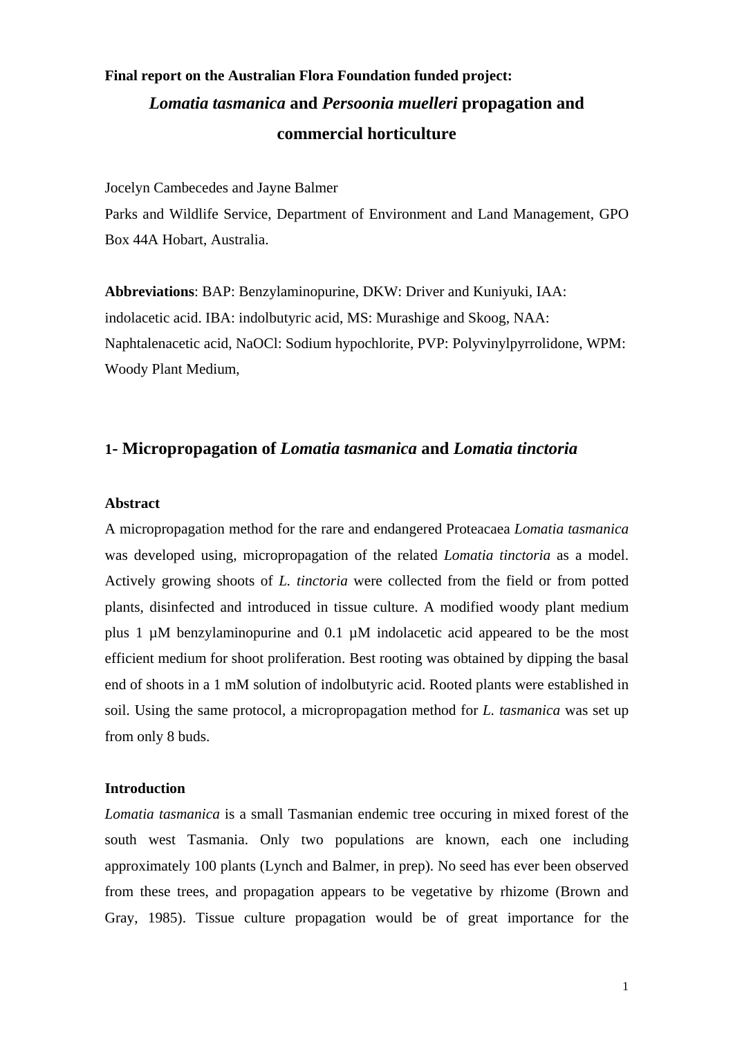**Final report on the Australian Flora Foundation funded project:**

# *Lomatia tasmanica* and *Persoonia muelleri* propagation and commercial horticulture

Jocelyn Cambecedes and Jayne Balmer

Parks and Wildlife Service, Department of Environment and Land Management, GPO Box 44A Hobart, Australia.

**Abbreviations**: BAP: Benzylaminopurine, DKW: Driver and Kuniyuki, IAA: indolacetic acid. IBA: indolbutyric acid, MS: Murashige and Skoog, NAA: Naphtalenacetic acid, NaOCl: Sodium hypochlorite, PVP: Polyvinylpyrrolidone, WPM: Woody Plant Medium,

## 1- Micropropagation of *Lomatia tasmanica* and *Lomatia tinctoria*

### Abstract

A micropropagation method for the rare and endangered Proteacaea *Lomatia tasmanica* was developed using, micropropagation of the related *Lomatia tinctoria* as a model. Actively growing shoots of *L. tinctoria* were collected from the field or from potted plants, disinfected and introduced in tissue culture. A modified woody plant medium plus 1 µM benzylaminopurine and 0.1 µM indolacetic acid appeared to be the most efficient medium for shoot proliferation. Best rooting was obtained by dipping the basal end of shoots in a 1 mM solution of indolbutyric acid. Rooted plants were established in soil. Using the same protocol, a micropropagation method for *L. tasmanica* was set up from only 8 buds.

### Introduction

*Lomatia tasmanica* is a small Tasmanian endemic tree occuring in mixed forest of the south west Tasmania. Only two populations are known, each one including approximately 100 plants (Lynch and Balmer, in prep). No seed has ever been observed from these trees, and propagation appears to be vegetative by rhizome (Brown and Gray, 1985). Tissue culture propagation would be of great importance for the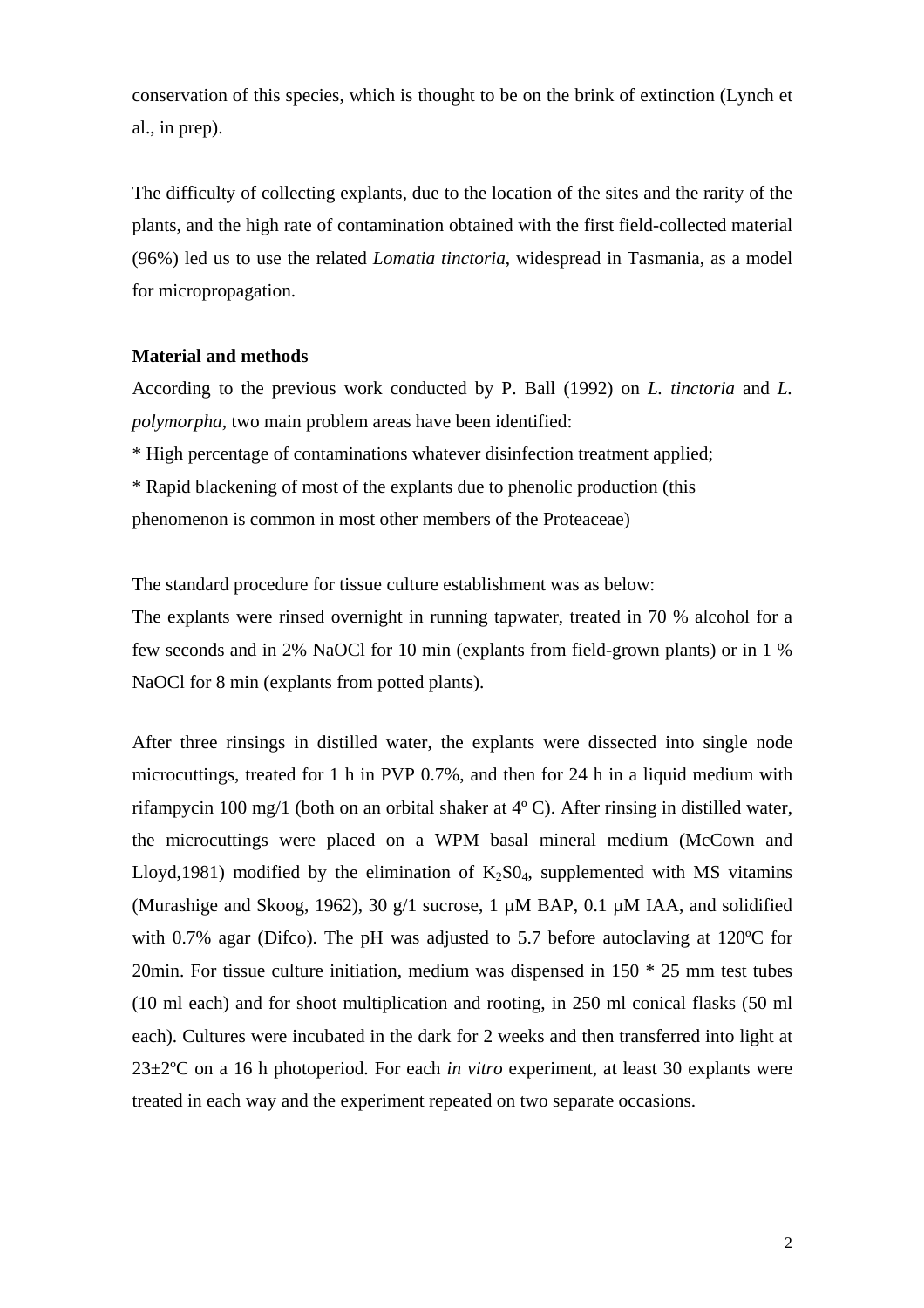conservation of this species, which is thought to be on the brink of extinction (Lynch et al., in prep).

The difficulty of collecting explants, due to the location of the sites and the rarity of the plants, and the high rate of contamination obtained with the first field-collected material (96%) led us to use the related *Lomatia tinctoria*, widespread in Tasmania, as a model for micropropagation.

**Material and methods**

According to the previous work conducted by P. Ball (1992) on *L. tinctoria* and *L. polymorpha*, two main problem areas have been identified:

* High percentage of contaminations whatever disinfection treatment applied;
* Rapid blackening of most of the explants due to phenolic production (this phenomenon is common in most other members of the Proteaceae)

The standard procedure for tissue culture establishment was as below:
The explants were rinsed overnight in running tapwater, treated in 70 % alcohol for a few seconds and in 2% NaOCl for 10 min (explants from field-grown plants) or in 1 % NaOCl for 8 min (explants from potted plants).

After three rinsings in distilled water, the explants were dissected into single node microcuttings, treated for 1 h in PVP 0.7%, and then for 24 h in a liquid medium with rifampycin 100 mg/1 (both on an orbital shaker at 4º C). After rinsing in distilled water, the microcuttings were placed on a WPM basal mineral medium (McCown and Lloyd,1981) modified by the elimination of $K_2S0_4$, supplemented with MS vitamins (Murashige and Skoog, 1962), 30 g/1 sucrose, 1 µM BAP, 0.1 µM IAA, and solidified with 0.7% agar (Difco). The pH was adjusted to 5.7 before autoclaving at 120ºC for 20min. For tissue culture initiation, medium was dispensed in 150 * 25 mm test tubes (10 ml each) and for shoot multiplication and rooting, in 250 ml conical flasks (50 ml each). Cultures were incubated in the dark for 2 weeks and then transferred into light at 23±2ºC on a 16 h photoperiod. For each *in vitro* experiment, at least 30 explants were treated in each way and the experiment repeated on two separate occasions.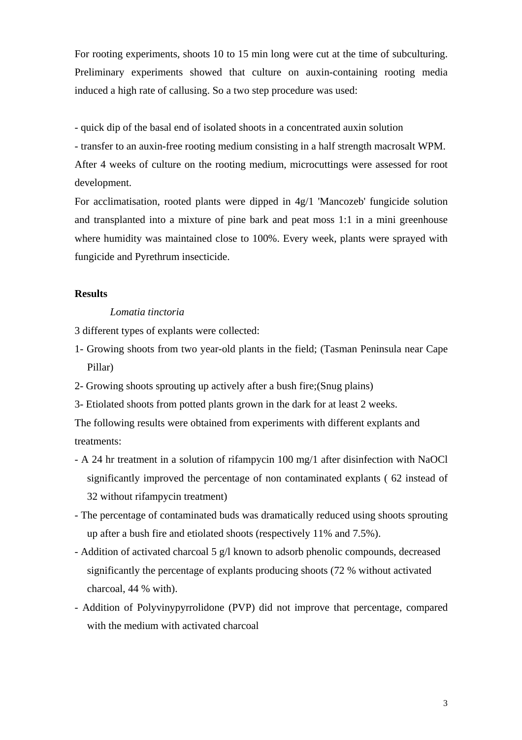For rooting experiments, shoots 10 to 15 min long were cut at the time of subculturing. Preliminary experiments showed that culture on auxin-containing rooting media induced a high rate of callusing. So a two step procedure was used:

- quick dip of the basal end of isolated shoots in a concentrated auxin solution
- transfer to an auxin-free rooting medium consisting in a half strength macrosalt WPM.

After 4 weeks of culture on the rooting medium, microcuttings were assessed for root development.

For acclimatisation, rooted plants were dipped in 4g/1 'Mancozeb' fungicide solution and transplanted into a mixture of pine bark and peat moss 1:1 in a mini greenhouse where humidity was maintained close to 100%. Every week, plants were sprayed with fungicide and Pyrethrum insecticide.

**Results**

*Lomatia tinctoria*

3 different types of explants were collected:

1- Growing shoots from two year-old plants in the field; (Tasman Peninsula near Cape Pillar)

2- Growing shoots sprouting up actively after a bush fire;(Snug plains)

3- Etiolated shoots from potted plants grown in the dark for at least 2 weeks.

The following results were obtained from experiments with different explants and treatments:

- A 24 hr treatment in a solution of rifampycin 100 mg/1 after disinfection with NaOCl significantly improved the percentage of non contaminated explants ( 62 instead of 32 without rifampycin treatment)
- The percentage of contaminated buds was dramatically reduced using shoots sprouting up after a bush fire and etiolated shoots (respectively 11% and 7.5%).
- Addition of activated charcoal 5 g/l known to adsorb phenolic compounds, decreased significantly the percentage of explants producing shoots (72 % without activated charcoal, 44 % with).
- Addition of Polyvinypyrrolidone (PVP) did not improve that percentage, compared with the medium with activated charcoal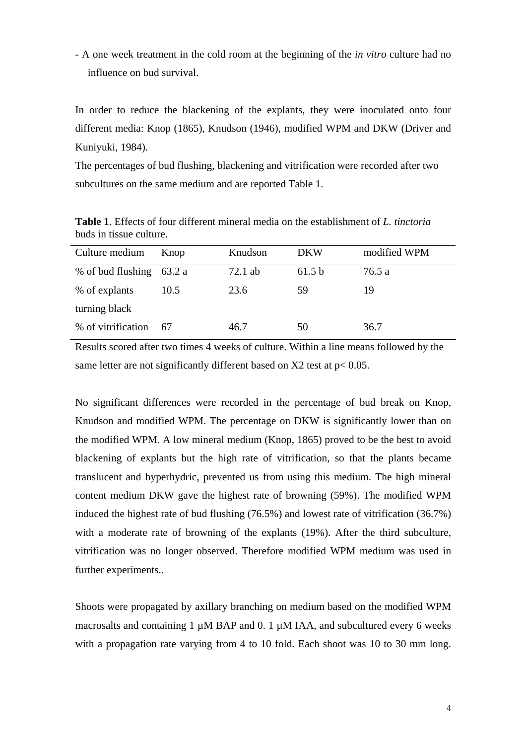- A one week treatment in the cold room at the beginning of the *in vitro* culture had no influence on bud survival.

In order to reduce the blackening of the explants, they were inoculated onto four different media: Knop (1865), Knudson (1946), modified WPM and DKW (Driver and Kuniyuki, 1984).

The percentages of bud flushing, blackening and vitrification were recorded after two subcultures on the same medium and are reported Table 1.

**Table 1**. Effects of four different mineral media on the establishment of *L. tinctoria* buds in tissue culture.

| Culture medium | Knop | Knudson | DKW | modified WPM |
|---|---|---|---|---|
| % of bud flushing | 63.2 a | 72.1 ab | 61.5 b | 76.5 a |
| % of explants turning black | 10.5 | 23.6 | 59 | 19 |
| % of vitrification | 67 | 46.7 | 50 | 36.7 |

Results scored after two times 4 weeks of culture. Within a line means followed by the same letter are not significantly different based on X2 test at $p< 0.05$.

No significant differences were recorded in the percentage of bud break on Knop, Knudson and modified WPM. The percentage on DKW is significantly lower than on the modified WPM. A low mineral medium (Knop, 1865) proved to be the best to avoid blackening of explants but the high rate of vitrification, so that the plants became translucent and hyperhydric, prevented us from using this medium. The high mineral content medium DKW gave the highest rate of browning (59%). The modified WPM induced the highest rate of bud flushing (76.5%) and lowest rate of vitrification (36.7%) with a moderate rate of browning of the explants (19%). After the third subculture, vitrification was no longer observed. Therefore modified WPM medium was used in further experiments..

Shoots were propagated by axillary branching on medium based on the modified WPM macrosalts and containing 1 µM BAP and 0. 1 µM IAA, and subcultured every 6 weeks with a propagation rate varying from 4 to 10 fold. Each shoot was 10 to 30 mm long.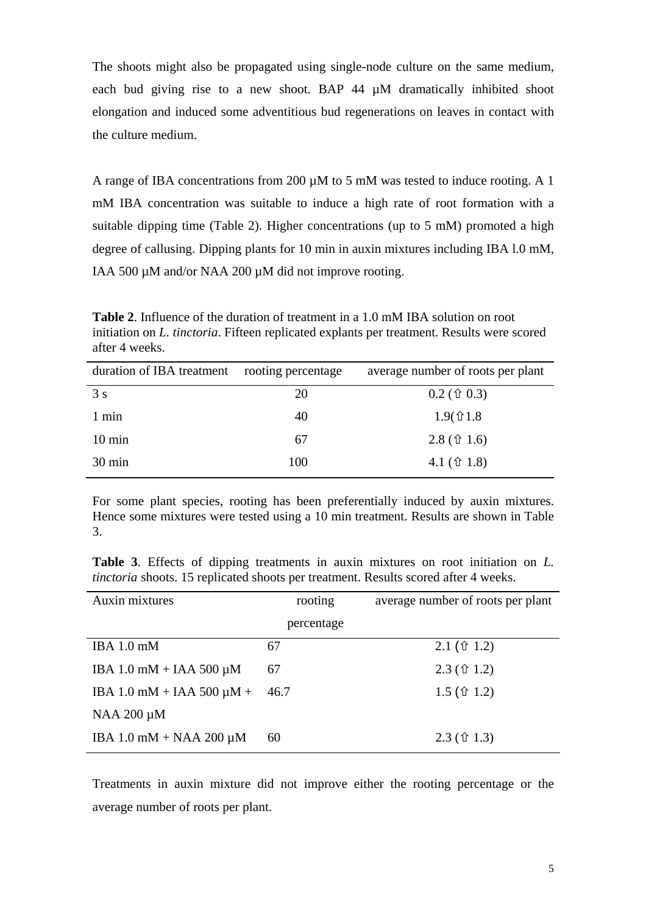The shoots might also be propagated using single-node culture on the same medium, each bud giving rise to a new shoot. BAP 44 µM dramatically inhibited shoot elongation and induced some adventitious bud regenerations on leaves in contact with the culture medium.

A range of IBA concentrations from 200 µM to 5 mM was tested to induce rooting. A 1 mM IBA concentration was suitable to induce a high rate of root formation with a suitable dipping time (Table 2). Higher concentrations (up to 5 mM) promoted a high degree of callusing. Dipping plants for 10 min in auxin mixtures including IBA l.0 mM, IAA 500 µM and/or NAA 200 µM did not improve rooting.

**Table 2**. Influence of the duration of treatment in a 1.0 mM IBA solution on root initiation on *L. tinctoria*. Fifteen replicated explants per treatment. Results were scored after 4 weeks.

| duration of IBA treatment | rooting percentage | average number of roots per plant |
|---|---|---|
| 3 s | 20 | 0.2 (⇧ 0.3) |
| 1 min | 40 | 1.9(⇧1.8 |
| 10 min | 67 | 2.8 (⇧ 1.6) |
| 30 min | 100 | 4.1 (⇧ 1.8) |

For some plant species, rooting has been preferentially induced by auxin mixtures. Hence some mixtures were tested using a 10 min treatment. Results are shown in Table 3.

**Table 3**. Effects of dipping treatments in auxin mixtures on root initiation on *L. tinctoria* shoots. 15 replicated shoots per treatment. Results scored after 4 weeks.

| Auxin mixtures | rooting percentage | average number of roots per plant |
|---|---|---|
| IBA 1.0 mM | 67 | 2.1 (⇧ 1.2) |
| IBA 1.0 mM + IAA 500 µM | 67 | 2.3 (⇧ 1.2) |
| IBA 1.0 mM + IAA 500 µM + NAA 200 µM | 46.7 | 1.5 (⇧ 1.2) |
| IBA 1.0 mM + NAA 200 µM | 60 | 2.3 (⇧ 1.3) |

Treatments in auxin mixture did not improve either the rooting percentage or the average number of roots per plant.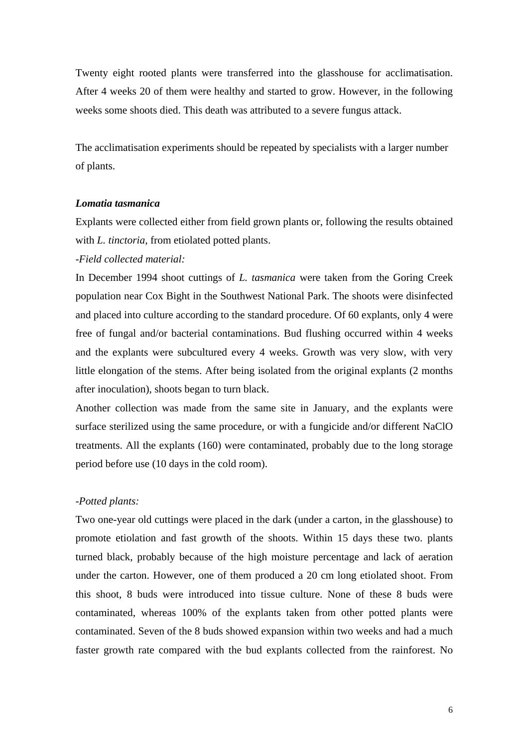Twenty eight rooted plants were transferred into the glasshouse for acclimatisation. After 4 weeks 20 of them were healthy and started to grow. However, in the following weeks some shoots died. This death was attributed to a severe fungus attack.

The acclimatisation experiments should be repeated by specialists with a larger number of plants.

***Lomatia tasmanica***

Explants were collected either from field grown plants or, following the results obtained with *L. tinctoria*, from etiolated potted plants.

*-Field collected material:*

In December 1994 shoot cuttings of *L. tasmanica* were taken from the Goring Creek population near Cox Bight in the Southwest National Park. The shoots were disinfected and placed into culture according to the standard procedure. Of 60 explants, only 4 were free of fungal and/or bacterial contaminations. Bud flushing occurred within 4 weeks and the explants were subcultured every 4 weeks. Growth was very slow, with very little elongation of the stems. After being isolated from the original explants (2 months after inoculation), shoots began to turn black.

Another collection was made from the same site in January, and the explants were surface sterilized using the same procedure, or with a fungicide and/or different NaClO treatments. All the explants (160) were contaminated, probably due to the long storage period before use (10 days in the cold room).

*-Potted plants:*

Two one-year old cuttings were placed in the dark (under a carton, in the glasshouse) to promote etiolation and fast growth of the shoots. Within 15 days these two. plants turned black, probably because of the high moisture percentage and lack of aeration under the carton. However, one of them produced a 20 cm long etiolated shoot. From this shoot, 8 buds were introduced into tissue culture. None of these 8 buds were contaminated, whereas 100% of the explants taken from other potted plants were contaminated. Seven of the 8 buds showed expansion within two weeks and had a much faster growth rate compared with the bud explants collected from the rainforest. No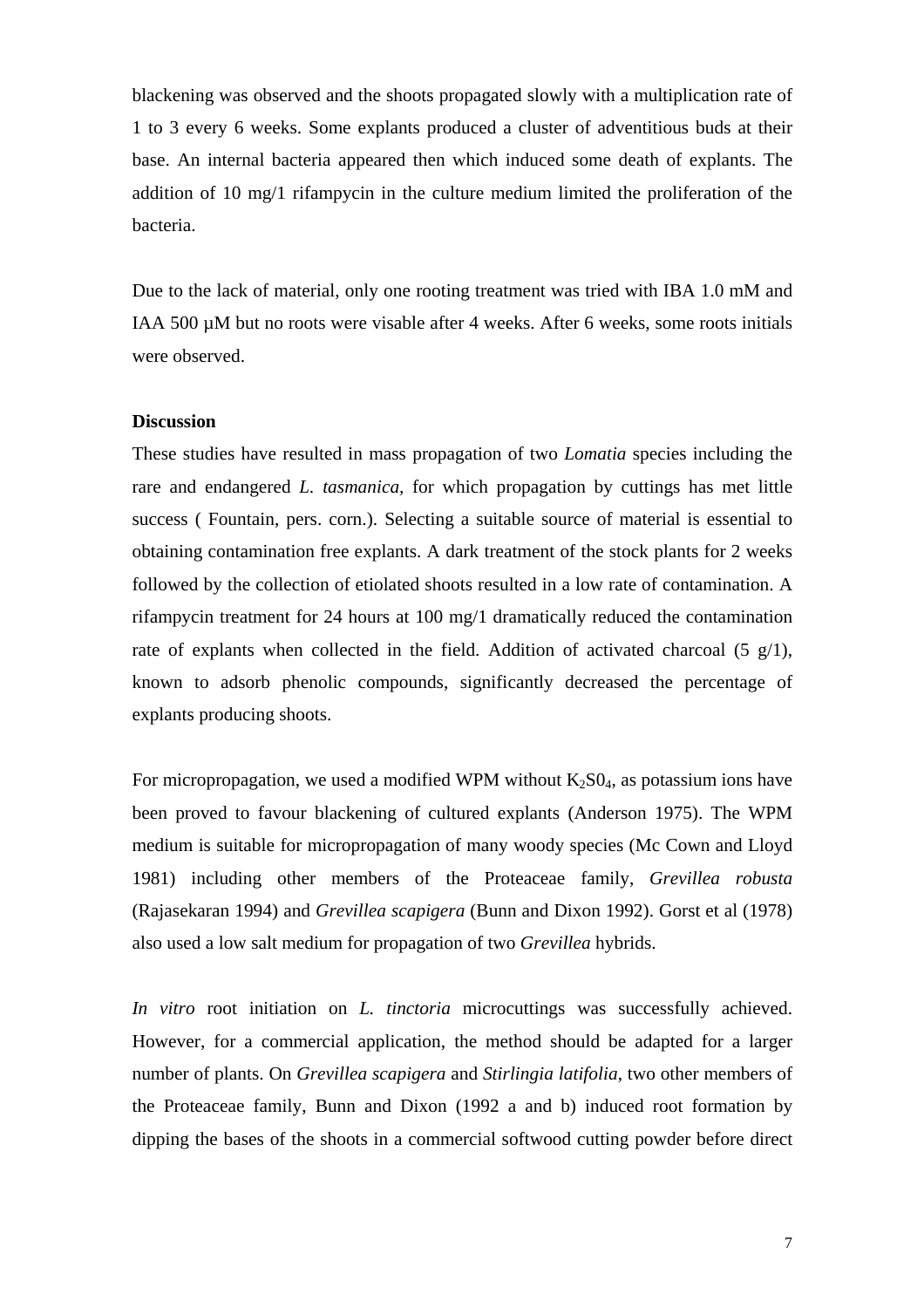blackening was observed and the shoots propagated slowly with a multiplication rate of 1 to 3 every 6 weeks. Some explants produced a cluster of adventitious buds at their base. An internal bacteria appeared then which induced some death of explants. The addition of 10 mg/1 rifampycin in the culture medium limited the proliferation of the bacteria.

Due to the lack of material, only one rooting treatment was tried with IBA 1.0 mM and IAA 500 µM but no roots were visable after 4 weeks. After 6 weeks, some roots initials were observed.

**Discussion**

These studies have resulted in mass propagation of two *Lomatia* species including the rare and endangered *L. tasmanica*, for which propagation by cuttings has met little success ( Fountain, pers. corn.). Selecting a suitable source of material is essential to obtaining contamination free explants. A dark treatment of the stock plants for 2 weeks followed by the collection of etiolated shoots resulted in a low rate of contamination. A rifampycin treatment for 24 hours at 100 mg/1 dramatically reduced the contamination rate of explants when collected in the field. Addition of activated charcoal (5 g/1), known to adsorb phenolic compounds, significantly decreased the percentage of explants producing shoots.

For micropropagation, we used a modified WPM without $K_2S0_4$, as potassium ions have been proved to favour blackening of cultured explants (Anderson 1975). The WPM medium is suitable for micropropagation of many woody species (Mc Cown and Lloyd 1981) including other members of the Proteaceae family, *Grevillea robusta* (Rajasekaran 1994) and *Grevillea scapigera* (Bunn and Dixon 1992). Gorst et al (1978) also used a low salt medium for propagation of two *Grevillea* hybrids.

*In vitro* root initiation on *L. tinctoria* microcuttings was successfully achieved. However, for a commercial application, the method should be adapted for a larger number of plants. On *Grevillea scapigera* and *Stirlingia latifolia*, two other members of the Proteaceae family, Bunn and Dixon (1992 a and b) induced root formation by dipping the bases of the shoots in a commercial softwood cutting powder before direct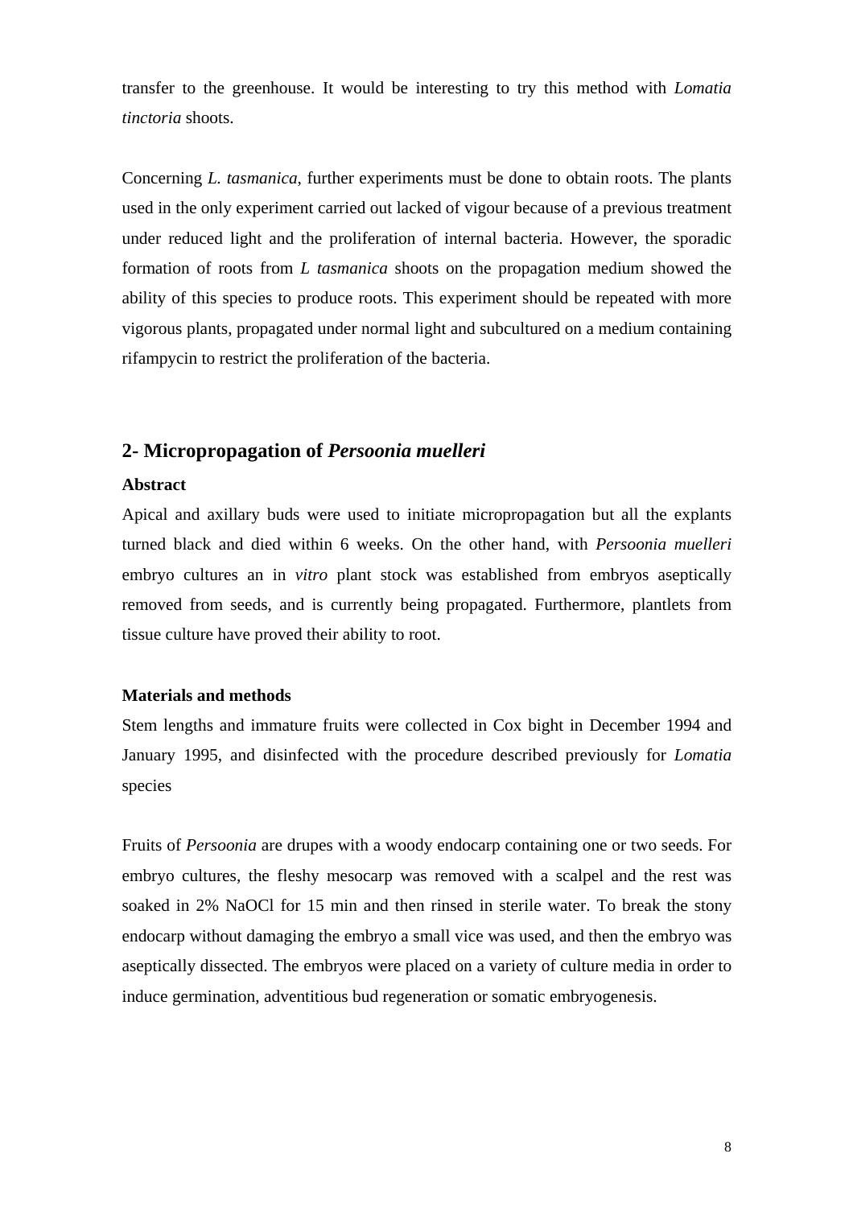transfer to the greenhouse. It would be interesting to try this method with *Lomatia tinctoria* shoots.

Concerning *L. tasmanica*, further experiments must be done to obtain roots. The plants used in the only experiment carried out lacked of vigour because of a previous treatment under reduced light and the proliferation of internal bacteria. However, the sporadic formation of roots from *L tasmanica* shoots on the propagation medium showed the ability of this species to produce roots. This experiment should be repeated with more vigorous plants, propagated under normal light and subcultured on a medium containing rifampycin to restrict the proliferation of the bacteria.

## 2- Micropropagation of *Persoonia muelleri*

**Abstract**

Apical and axillary buds were used to initiate micropropagation but all the explants turned black and died within 6 weeks. On the other hand, with *Persoonia muelleri* embryo cultures an in *vitro* plant stock was established from embryos aseptically removed from seeds, and is currently being propagated. Furthermore, plantlets from tissue culture have proved their ability to root.

**Materials and methods**

Stem lengths and immature fruits were collected in Cox bight in December 1994 and January 1995, and disinfected with the procedure described previously for *Lomatia* species

Fruits of *Persoonia* are drupes with a woody endocarp containing one or two seeds. For embryo cultures, the fleshy mesocarp was removed with a scalpel and the rest was soaked in 2% NaOCl for 15 min and then rinsed in sterile water. To break the stony endocarp without damaging the embryo a small vice was used, and then the embryo was aseptically dissected. The embryos were placed on a variety of culture media in order to induce germination, adventitious bud regeneration or somatic embryogenesis.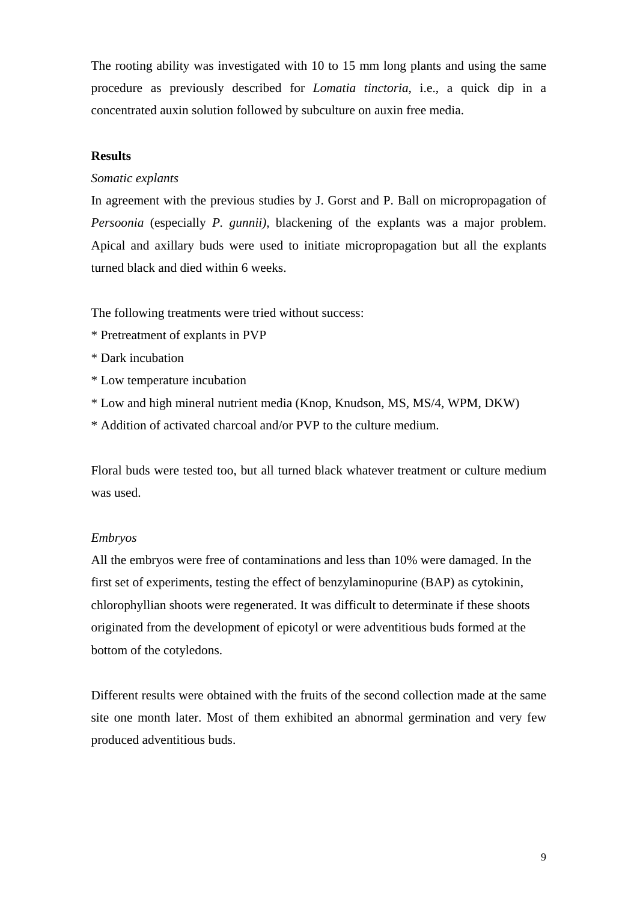The rooting ability was investigated with 10 to 15 mm long plants and using the same procedure as previously described for *Lomatia tinctoria*, i.e., a quick dip in a concentrated auxin solution followed by subculture on auxin free media.

**Results**

*Somatic explants*

In agreement with the previous studies by J. Gorst and P. Ball on micropropagation of *Persoonia* (especially *P. gunnii)*, blackening of the explants was a major problem. Apical and axillary buds were used to initiate micropropagation but all the explants turned black and died within 6 weeks.

The following treatments were tried without success:

* Pretreatment of explants in PVP
* Dark incubation
* Low temperature incubation
* Low and high mineral nutrient media (Knop, Knudson, MS, MS/4, WPM, DKW)
* Addition of activated charcoal and/or PVP to the culture medium.

Floral buds were tested too, but all turned black whatever treatment or culture medium was used.

*Embryos*

All the embryos were free of contaminations and less than 10% were damaged. In the first set of experiments, testing the effect of benzylaminopurine (BAP) as cytokinin, chlorophyllian shoots were regenerated. It was difficult to determinate if these shoots originated from the development of epicotyl or were adventitious buds formed at the bottom of the cotyledons.

Different results were obtained with the fruits of the second collection made at the same site one month later. Most of them exhibited an abnormal germination and very few produced adventitious buds.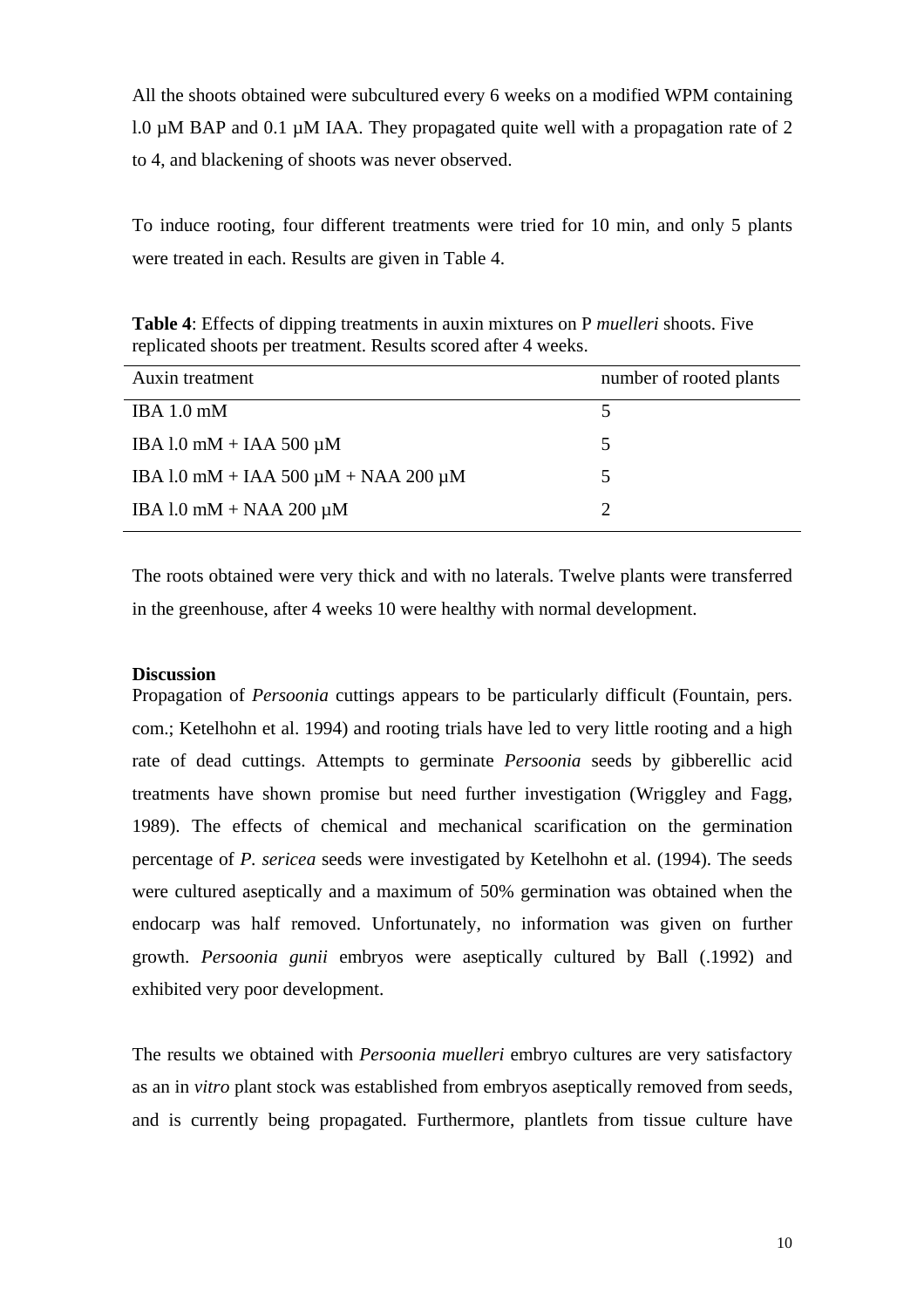All the shoots obtained were subcultured every 6 weeks on a modified WPM containing l.0 µM BAP and 0.1 µM IAA. They propagated quite well with a propagation rate of 2 to 4, and blackening of shoots was never observed.

To induce rooting, four different treatments were tried for 10 min, and only 5 plants were treated in each. Results are given in Table 4.

**Table 4**: Effects of dipping treatments in auxin mixtures on P *muelleri* shoots. Five replicated shoots per treatment. Results scored after 4 weeks.

| Auxin treatment | number of rooted plants |
|---|---|
| IBA 1.0 mM | 5 |
| IBA l.0 mM + IAA 500 µM | 5 |
| IBA l.0 mM + IAA 500 µM + NAA 200 µM | 5 |
| IBA l.0 mM + NAA 200 µM | 2 |

The roots obtained were very thick and with no laterals. Twelve plants were transferred in the greenhouse, after 4 weeks 10 were healthy with normal development.

**Discussion**

Propagation of *Persoonia* cuttings appears to be particularly difficult (Fountain, pers. com.; Ketelhohn et al. 1994) and rooting trials have led to very little rooting and a high rate of dead cuttings. Attempts to germinate *Persoonia* seeds by gibberellic acid treatments have shown promise but need further investigation (Wriggley and Fagg, 1989). The effects of chemical and mechanical scarification on the germination percentage of *P. sericea* seeds were investigated by Ketelhohn et al. (1994). The seeds were cultured aseptically and a maximum of 50% germination was obtained when the endocarp was half removed. Unfortunately, no information was given on further growth. *Persoonia gunii* embryos were aseptically cultured by Ball (.1992) and exhibited very poor development.

The results we obtained with *Persoonia muelleri* embryo cultures are very satisfactory as an in *vitro* plant stock was established from embryos aseptically removed from seeds, and is currently being propagated. Furthermore, plantlets from tissue culture have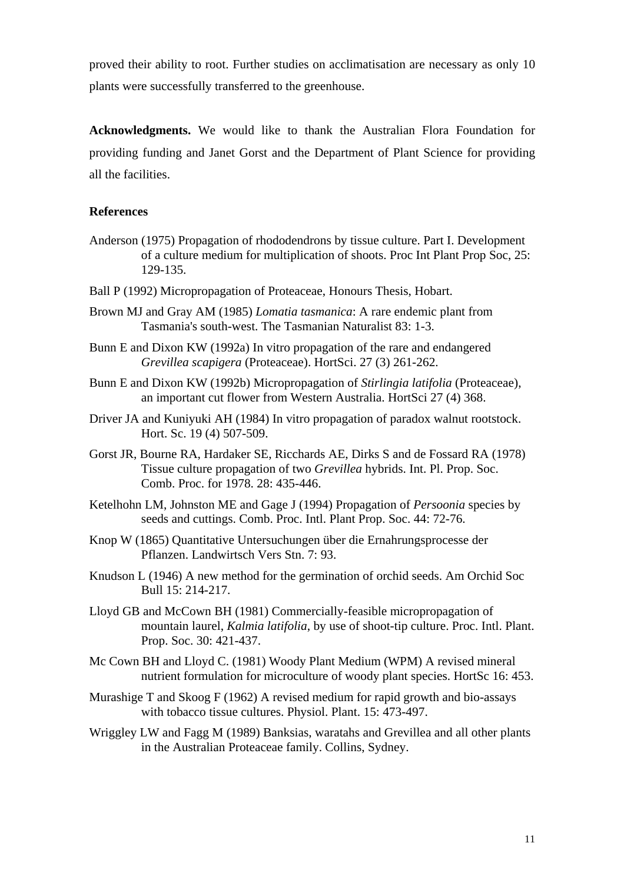proved their ability to root. Further studies on acclimatisation are necessary as only 10 plants were successfully transferred to the greenhouse.

**Acknowledgments.** We would like to thank the Australian Flora Foundation for providing funding and Janet Gorst and the Department of Plant Science for providing all the facilities.

## References

Anderson (1975) Propagation of rhododendrons by tissue culture. Part I. Development of a culture medium for multiplication of shoots. Proc Int Plant Prop Soc, 25: 129-135.

Ball P (1992) Micropropagation of Proteaceae, Honours Thesis, Hobart.

Brown MJ and Gray AM (1985) *Lomatia tasmanica*: A rare endemic plant from Tasmania's south-west. The Tasmanian Naturalist 83: 1-3.

Bunn E and Dixon KW (1992a) In vitro propagation of the rare and endangered *Grevillea scapigera* (Proteaceae). HortSci. 27 (3) 261-262.

Bunn E and Dixon KW (1992b) Micropropagation of *Stirlingia latifolia* (Proteaceae), an important cut flower from Western Australia. HortSci 27 (4) 368.

Driver JA and Kuniyuki AH (1984) In vitro propagation of paradox walnut rootstock. Hort. Sc. 19 (4) 507-509.

Gorst JR, Bourne RA, Hardaker SE, Ricchards AE, Dirks S and de Fossard RA (1978) Tissue culture propagation of two *Grevillea* hybrids. Int. Pl. Prop. Soc. Comb. Proc. for 1978. 28: 435-446.

Ketelhohn LM, Johnston ME and Gage J (1994) Propagation of *Persoonia* species by seeds and cuttings. Comb. Proc. Intl. Plant Prop. Soc. 44: 72-76.

Knop W (1865) Quantitative Untersuchungen über die Ernahrungsprocesse der Pflanzen. Landwirtsch Vers Stn. 7: 93.

Knudson L (1946) A new method for the germination of orchid seeds. Am Orchid Soc Bull 15: 214-217.

Lloyd GB and McCown BH (1981) Commercially-feasible micropropagation of mountain laurel, *Kalmia latifolia*, by use of shoot-tip culture. Proc. Intl. Plant. Prop. Soc. 30: 421-437.

Mc Cown BH and Lloyd C. (1981) Woody Plant Medium (WPM) A revised mineral nutrient formulation for microculture of woody plant species. HortSc 16: 453.

Murashige T and Skoog F (1962) A revised medium for rapid growth and bio-assays with tobacco tissue cultures. Physiol. Plant. 15: 473-497.

Wriggley LW and Fagg M (1989) Banksias, waratahs and Grevillea and all other plants in the Australian Proteaceae family. Collins, Sydney.